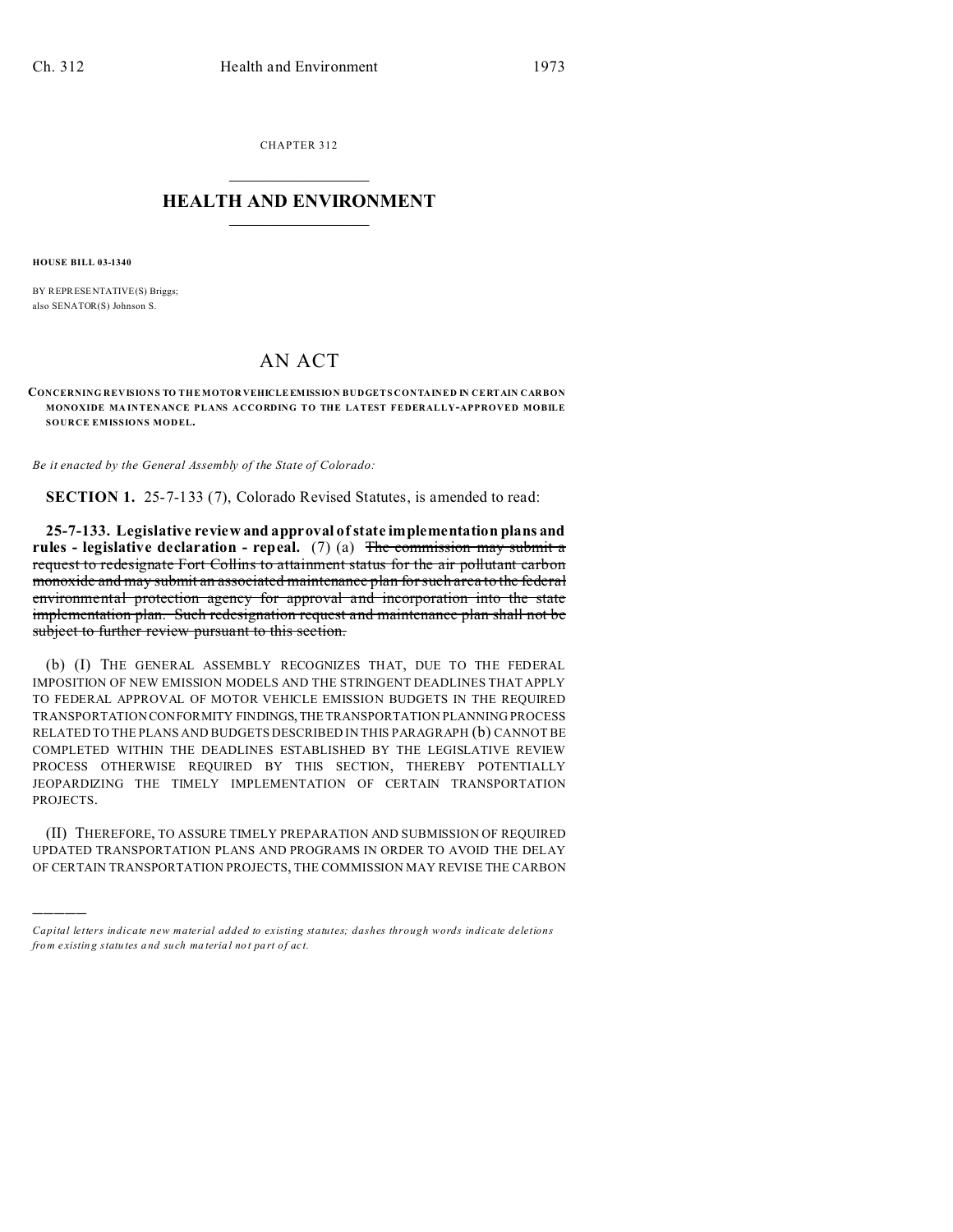CHAPTER 312

# HEALTH AND ENVIRONMENT

**HOUSE BILL 03-1340**

BY REPRESENTATIVE(S) Briggs;
also SENATOR(S) Johnson S.

# AN ACT

**CONCERNING REVISIONS TO THE MOTOR VEHICLE EMISSION BUDGETS CONTAINED IN CERTAIN CARBON MONOXIDE MAINTENANCE PLANS ACCORDING TO THE LATEST FEDERALLY-APPROVED MOBILE SOURCE EMISSIONS MODEL.**

*Be it enacted by the General Assembly of the State of Colorado:*

**SECTION 1.** 25-7-133 (7), Colorado Revised Statutes, is amended to read:

**25-7-133. Legislative review and approval of state implementation plans and rules - legislative declaration - repeal.** (7) (a) ~~The commission may submit a request to redesignate Fort Collins to attainment status for the air pollutant carbon monoxide and may submit an associated maintenance plan for such area to the federal environmental protection agency for approval and incorporation into the state implementation plan. Such redesignation request and maintenance plan shall not be subject to further review pursuant to this section.~~

(b) (I) THE GENERAL ASSEMBLY RECOGNIZES THAT, DUE TO THE FEDERAL IMPOSITION OF NEW EMISSION MODELS AND THE STRINGENT DEADLINES THAT APPLY TO FEDERAL APPROVAL OF MOTOR VEHICLE EMISSION BUDGETS IN THE REQUIRED TRANSPORTATION CONFORMITY FINDINGS, THE TRANSPORTATION PLANNING PROCESS RELATED TO THE PLANS AND BUDGETS DESCRIBED IN THIS PARAGRAPH (b) CANNOT BE COMPLETED WITHIN THE DEADLINES ESTABLISHED BY THE LEGISLATIVE REVIEW PROCESS OTHERWISE REQUIRED BY THIS SECTION, THEREBY POTENTIALLY JEOPARDIZING THE TIMELY IMPLEMENTATION OF CERTAIN TRANSPORTATION PROJECTS.

(II) THEREFORE, TO ASSURE TIMELY PREPARATION AND SUBMISSION OF REQUIRED UPDATED TRANSPORTATION PLANS AND PROGRAMS IN ORDER TO AVOID THE DELAY OF CERTAIN TRANSPORTATION PROJECTS, THE COMMISSION MAY REVISE THE CARBON

*Capital letters indicate new material added to existing statutes; dashes through words indicate deletions from existing statutes and such material not part of act.*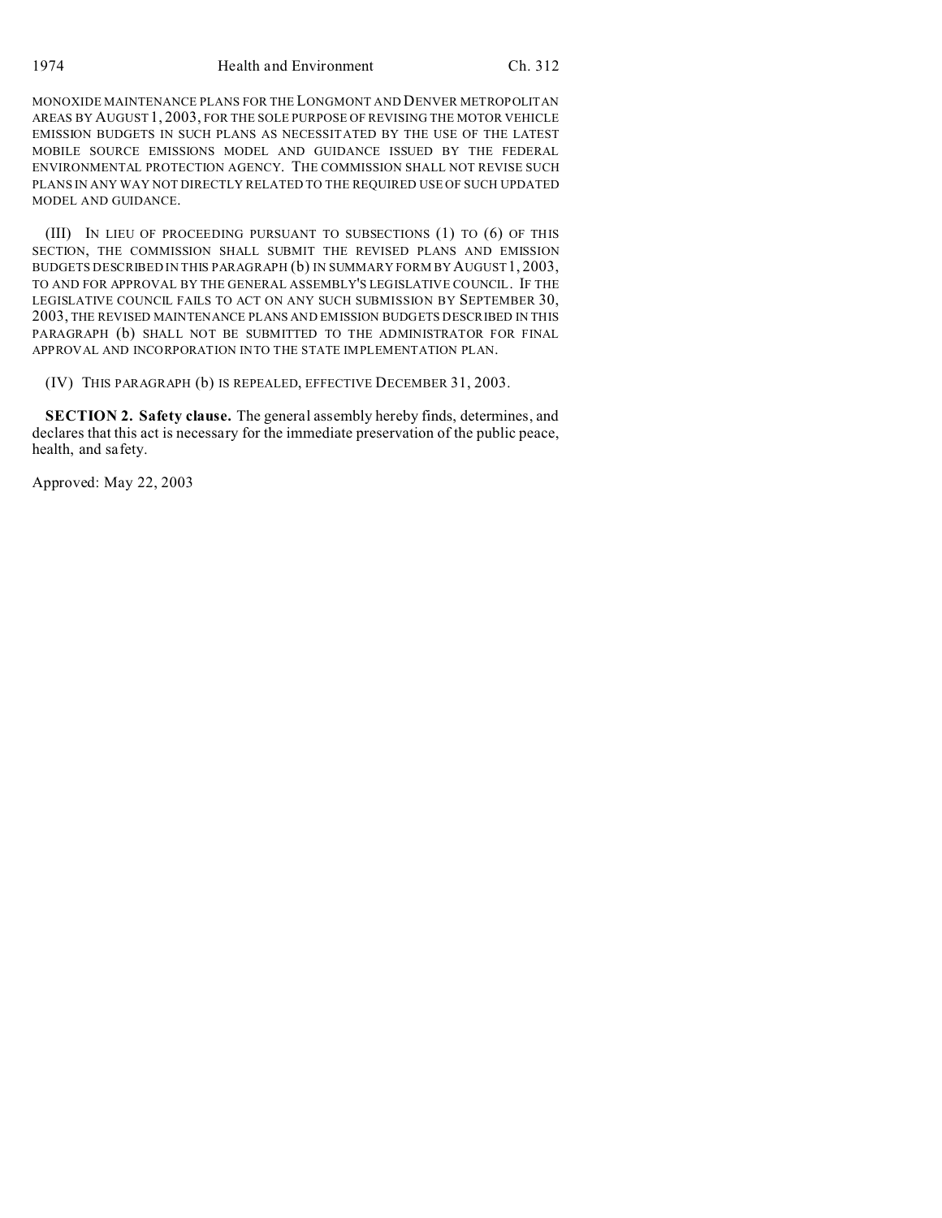MONOXIDE MAINTENANCE PLANS FOR THE LONGMONT AND DENVER METROPOLITAN AREAS BY AUGUST 1, 2003, FOR THE SOLE PURPOSE OF REVISING THE MOTOR VEHICLE EMISSION BUDGETS IN SUCH PLANS AS NECESSITATED BY THE USE OF THE LATEST MOBILE SOURCE EMISSIONS MODEL AND GUIDANCE ISSUED BY THE FEDERAL ENVIRONMENTAL PROTECTION AGENCY. THE COMMISSION SHALL NOT REVISE SUCH PLANS IN ANY WAY NOT DIRECTLY RELATED TO THE REQUIRED USE OF SUCH UPDATED MODEL AND GUIDANCE.

(III) IN LIEU OF PROCEEDING PURSUANT TO SUBSECTIONS (1) TO (6) OF THIS SECTION, THE COMMISSION SHALL SUBMIT THE REVISED PLANS AND EMISSION BUDGETS DESCRIBED IN THIS PARAGRAPH (b) IN SUMMARY FORM BY AUGUST 1, 2003, TO AND FOR APPROVAL BY THE GENERAL ASSEMBLY'S LEGISLATIVE COUNCIL. IF THE LEGISLATIVE COUNCIL FAILS TO ACT ON ANY SUCH SUBMISSION BY SEPTEMBER 30, 2003, THE REVISED MAINTENANCE PLANS AND EMISSION BUDGETS DESCRIBED IN THIS PARAGRAPH (b) SHALL NOT BE SUBMITTED TO THE ADMINISTRATOR FOR FINAL APPROVAL AND INCORPORATION INTO THE STATE IMPLEMENTATION PLAN.

(IV) THIS PARAGRAPH (b) IS REPEALED, EFFECTIVE DECEMBER 31, 2003.

**SECTION 2. Safety clause.** The general assembly hereby finds, determines, and declares that this act is necessary for the immediate preservation of the public peace, health, and safety.

Approved: May 22, 2003